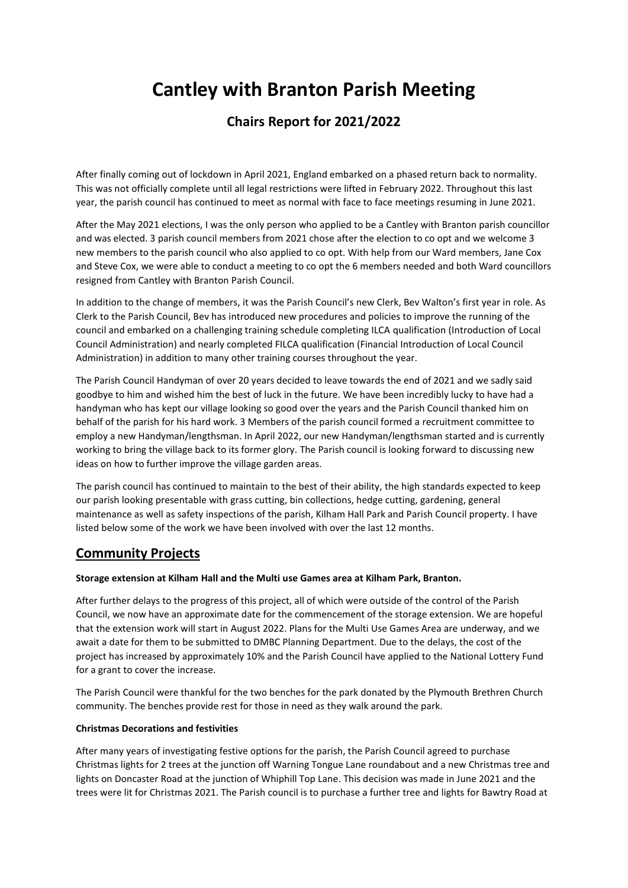# Cantley with Branton Parish Meeting

## Chairs Report for 2021/2022

After finally coming out of lockdown in April 2021, England embarked on a phased return back to normality. This was not officially complete until all legal restrictions were lifted in February 2022. Throughout this last year, the parish council has continued to meet as normal with face to face meetings resuming in June 2021.

After the May 2021 elections, I was the only person who applied to be a Cantley with Branton parish councillor and was elected. 3 parish council members from 2021 chose after the election to co opt and we welcome 3 new members to the parish council who also applied to co opt. With help from our Ward members, Jane Cox and Steve Cox, we were able to conduct a meeting to co opt the 6 members needed and both Ward councillors resigned from Cantley with Branton Parish Council.

In addition to the change of members, it was the Parish Council's new Clerk, Bev Walton's first year in role. As Clerk to the Parish Council, Bev has introduced new procedures and policies to improve the running of the council and embarked on a challenging training schedule completing ILCA qualification (Introduction of Local Council Administration) and nearly completed FILCA qualification (Financial Introduction of Local Council Administration) in addition to many other training courses throughout the year.

The Parish Council Handyman of over 20 years decided to leave towards the end of 2021 and we sadly said goodbye to him and wished him the best of luck in the future. We have been incredibly lucky to have had a handyman who has kept our village looking so good over the years and the Parish Council thanked him on behalf of the parish for his hard work. 3 Members of the parish council formed a recruitment committee to employ a new Handyman/lengthsman. In April 2022, our new Handyman/lengthsman started and is currently working to bring the village back to its former glory. The Parish council is looking forward to discussing new ideas on how to further improve the village garden areas.

The parish council has continued to maintain to the best of their ability, the high standards expected to keep our parish looking presentable with grass cutting, bin collections, hedge cutting, gardening, general maintenance as well as safety inspections of the parish, Kilham Hall Park and Parish Council property. I have listed below some of the work we have been involved with over the last 12 months.

## Community Projects

**Storage extension at Kilham Hall and the Multi use Games area at Kilham Park, Branton.**

After further delays to the progress of this project, all of which were outside of the control of the Parish Council, we now have an approximate date for the commencement of the storage extension. We are hopeful that the extension work will start in August 2022. Plans for the Multi Use Games Area are underway, and we await a date for them to be submitted to DMBC Planning Department. Due to the delays, the cost of the project has increased by approximately 10% and the Parish Council have applied to the National Lottery Fund for a grant to cover the increase.

The Parish Council were thankful for the two benches for the park donated by the Plymouth Brethren Church community. The benches provide rest for those in need as they walk around the park.

**Christmas Decorations and festivities**

After many years of investigating festive options for the parish, the Parish Council agreed to purchase Christmas lights for 2 trees at the junction off Warning Tongue Lane roundabout and a new Christmas tree and lights on Doncaster Road at the junction of Whiphill Top Lane. This decision was made in June 2021 and the trees were lit for Christmas 2021. The Parish council is to purchase a further tree and lights for Bawtry Road at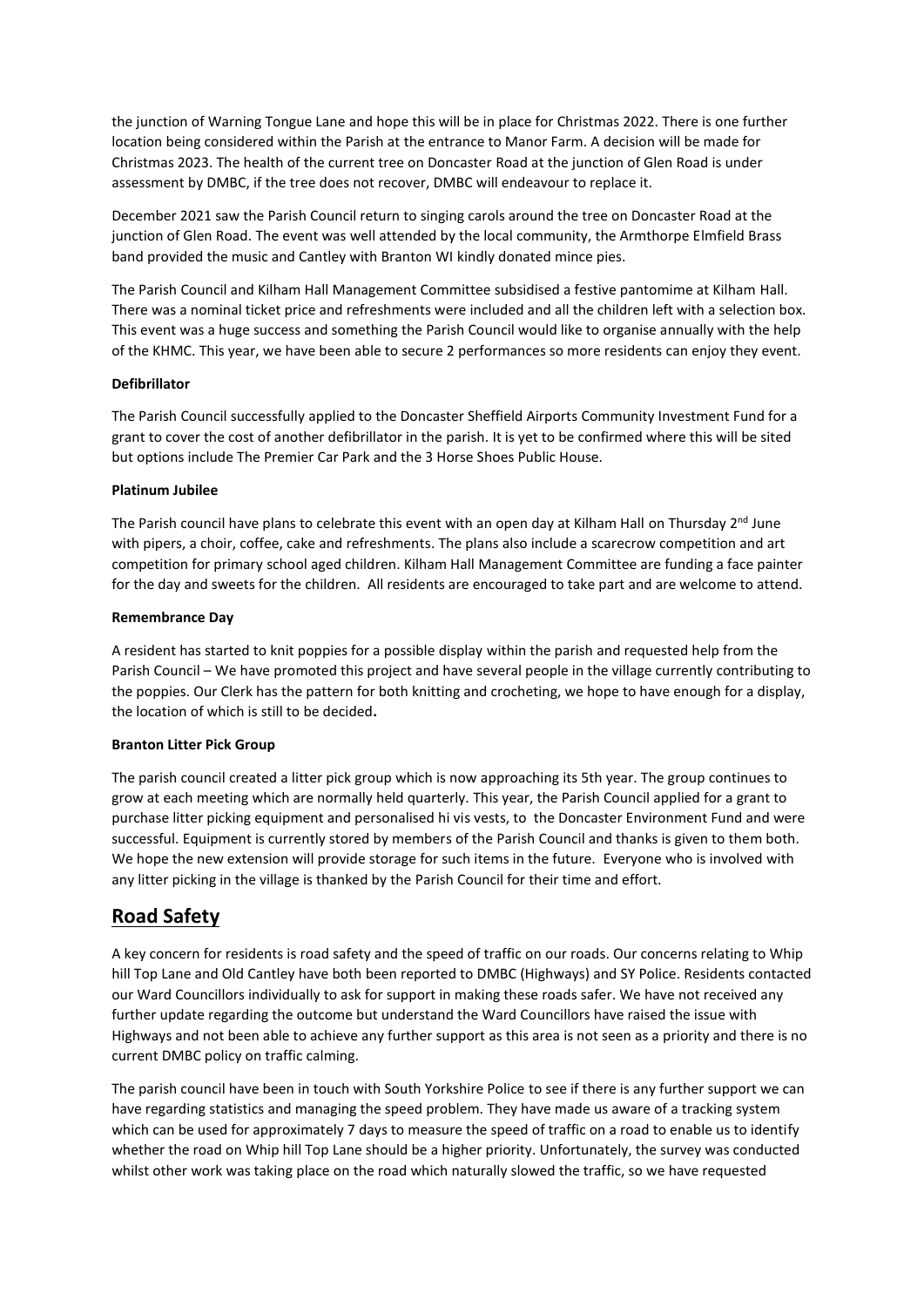the junction of Warning Tongue Lane and hope this will be in place for Christmas 2022. There is one further location being considered within the Parish at the entrance to Manor Farm. A decision will be made for Christmas 2023. The health of the current tree on Doncaster Road at the junction of Glen Road is under assessment by DMBC, if the tree does not recover, DMBC will endeavour to replace it.

December 2021 saw the Parish Council return to singing carols around the tree on Doncaster Road at the junction of Glen Road. The event was well attended by the local community, the Armthorpe Elmfield Brass band provided the music and Cantley with Branton WI kindly donated mince pies.

The Parish Council and Kilham Hall Management Committee subsidised a festive pantomime at Kilham Hall. There was a nominal ticket price and refreshments were included and all the children left with a selection box. This event was a huge success and something the Parish Council would like to organise annually with the help of the KHMC. This year, we have been able to secure 2 performances so more residents can enjoy they event.

**Defibrillator**

The Parish Council successfully applied to the Doncaster Sheffield Airports Community Investment Fund for a grant to cover the cost of another defibrillator in the parish. It is yet to be confirmed where this will be sited but options include The Premier Car Park and the 3 Horse Shoes Public House.

**Platinum Jubilee**

The Parish council have plans to celebrate this event with an open day at Kilham Hall on Thursday 2nd June with pipers, a choir, coffee, cake and refreshments. The plans also include a scarecrow competition and art competition for primary school aged children. Kilham Hall Management Committee are funding a face painter for the day and sweets for the children. All residents are encouraged to take part and are welcome to attend.

**Remembrance Day**

A resident has started to knit poppies for a possible display within the parish and requested help from the Parish Council – We have promoted this project and have several people in the village currently contributing to the poppies. Our Clerk has the pattern for both knitting and crocheting, we hope to have enough for a display, the location of which is still to be decided**.**

**Branton Litter Pick Group**

The parish council created a litter pick group which is now approaching its 5th year. The group continues to grow at each meeting which are normally held quarterly. This year, the Parish Council applied for a grant to purchase litter picking equipment and personalised hi vis vests, to the Doncaster Environment Fund and were successful. Equipment is currently stored by members of the Parish Council and thanks is given to them both. We hope the new extension will provide storage for such items in the future. Everyone who is involved with any litter picking in the village is thanked by the Parish Council for their time and effort.

## Road Safety

A key concern for residents is road safety and the speed of traffic on our roads. Our concerns relating to Whip hill Top Lane and Old Cantley have both been reported to DMBC (Highways) and SY Police. Residents contacted our Ward Councillors individually to ask for support in making these roads safer. We have not received any further update regarding the outcome but understand the Ward Councillors have raised the issue with Highways and not been able to achieve any further support as this area is not seen as a priority and there is no current DMBC policy on traffic calming.

The parish council have been in touch with South Yorkshire Police to see if there is any further support we can have regarding statistics and managing the speed problem. They have made us aware of a tracking system which can be used for approximately 7 days to measure the speed of traffic on a road to enable us to identify whether the road on Whip hill Top Lane should be a higher priority. Unfortunately, the survey was conducted whilst other work was taking place on the road which naturally slowed the traffic, so we have requested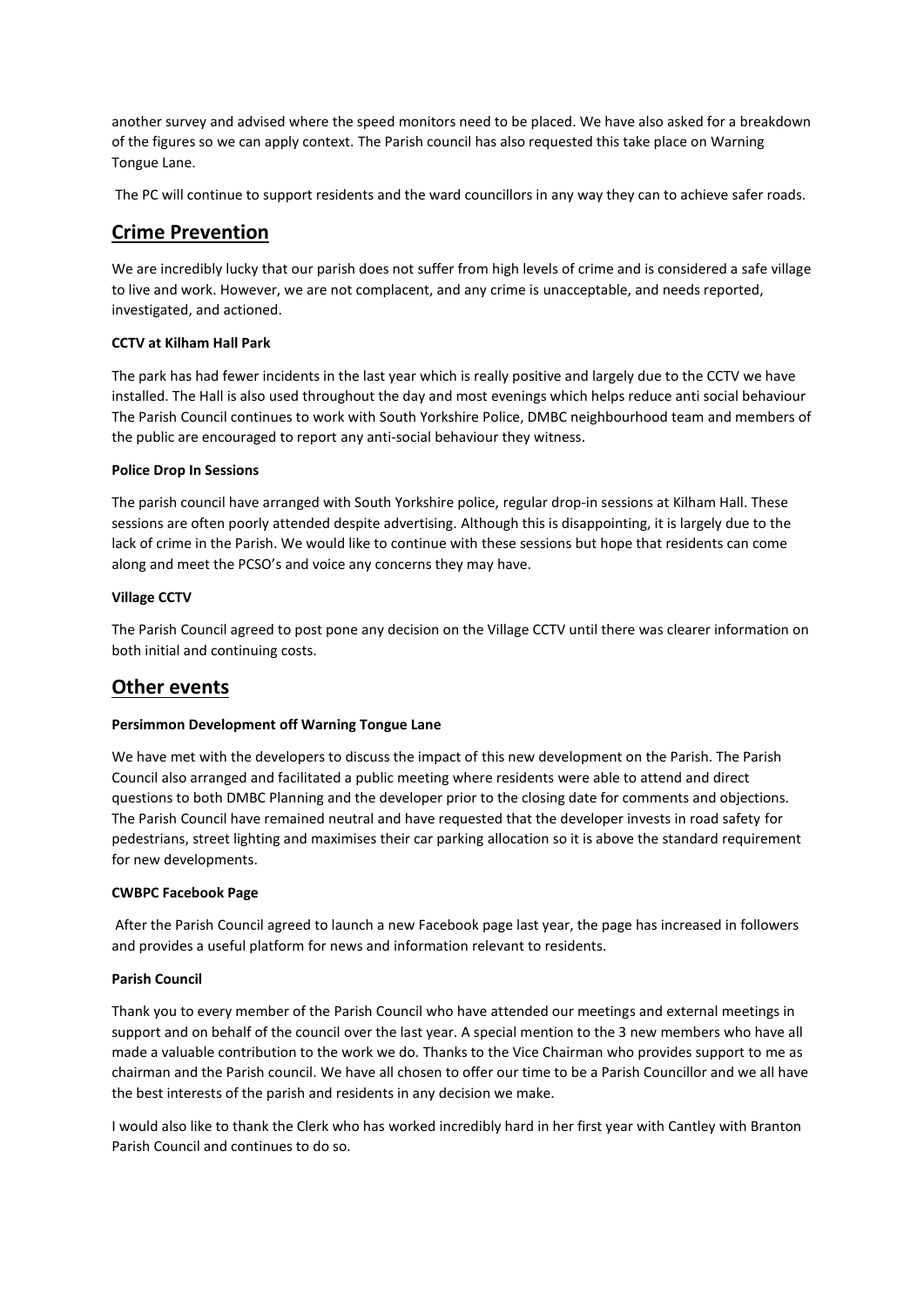another survey and advised where the speed monitors need to be placed. We have also asked for a breakdown of the figures so we can apply context. The Parish council has also requested this take place on Warning Tongue Lane.

The PC will continue to support residents and the ward councillors in any way they can to achieve safer roads.

## Crime Prevention

We are incredibly lucky that our parish does not suffer from high levels of crime and is considered a safe village to live and work. However, we are not complacent, and any crime is unacceptable, and needs reported, investigated, and actioned.

**CCTV at Kilham Hall Park**

The park has had fewer incidents in the last year which is really positive and largely due to the CCTV we have installed. The Hall is also used throughout the day and most evenings which helps reduce anti social behaviour The Parish Council continues to work with South Yorkshire Police, DMBC neighbourhood team and members of the public are encouraged to report any anti-social behaviour they witness.

**Police Drop In Sessions**

The parish council have arranged with South Yorkshire police, regular drop-in sessions at Kilham Hall. These sessions are often poorly attended despite advertising. Although this is disappointing, it is largely due to the lack of crime in the Parish. We would like to continue with these sessions but hope that residents can come along and meet the PCSO's and voice any concerns they may have.

**Village CCTV**

The Parish Council agreed to post pone any decision on the Village CCTV until there was clearer information on both initial and continuing costs.

## Other events

**Persimmon Development off Warning Tongue Lane**

We have met with the developers to discuss the impact of this new development on the Parish. The Parish Council also arranged and facilitated a public meeting where residents were able to attend and direct questions to both DMBC Planning and the developer prior to the closing date for comments and objections. The Parish Council have remained neutral and have requested that the developer invests in road safety for pedestrians, street lighting and maximises their car parking allocation so it is above the standard requirement for new developments.

**CWBPC Facebook Page**

After the Parish Council agreed to launch a new Facebook page last year, the page has increased in followers and provides a useful platform for news and information relevant to residents.

**Parish Council**

Thank you to every member of the Parish Council who have attended our meetings and external meetings in support and on behalf of the council over the last year. A special mention to the 3 new members who have all made a valuable contribution to the work we do. Thanks to the Vice Chairman who provides support to me as chairman and the Parish council. We have all chosen to offer our time to be a Parish Councillor and we all have the best interests of the parish and residents in any decision we make.

I would also like to thank the Clerk who has worked incredibly hard in her first year with Cantley with Branton Parish Council and continues to do so.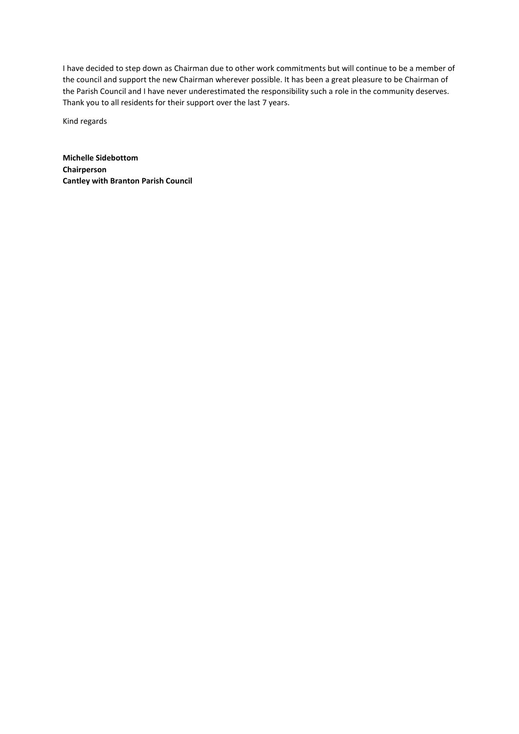I have decided to step down as Chairman due to other work commitments but will continue to be a member of the council and support the new Chairman wherever possible. It has been a great pleasure to be Chairman of the Parish Council and I have never underestimated the responsibility such a role in the community deserves. Thank you to all residents for their support over the last 7 years.

Kind regards

**Michelle Sidebottom**
**Chairperson**
**Cantley with Branton Parish Council**